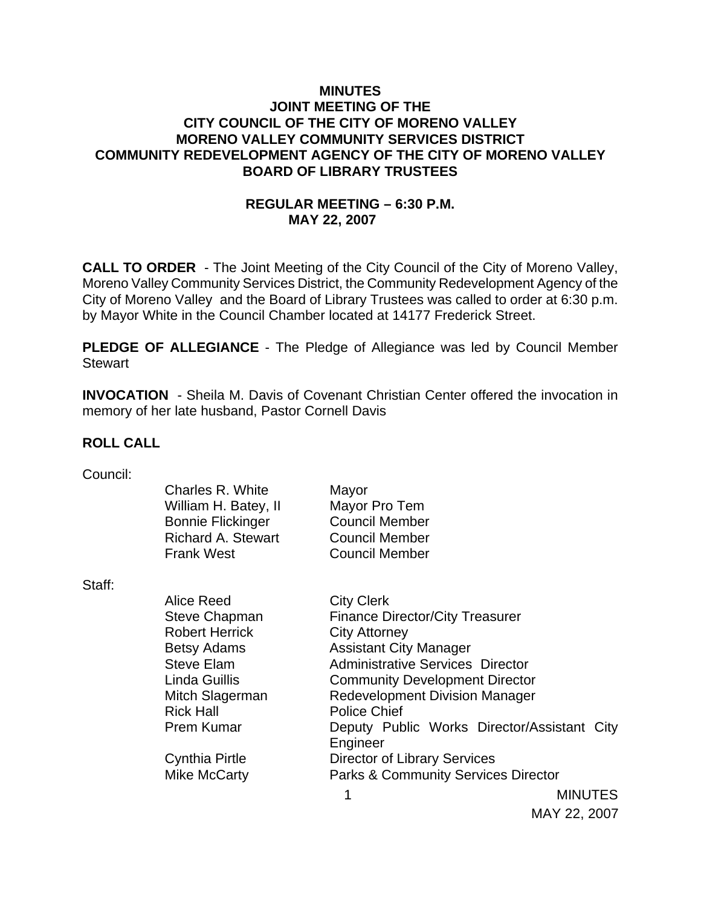**MINUTES**
**JOINT MEETING OF THE**
**CITY COUNCIL OF THE CITY OF MORENO VALLEY**
**MORENO VALLEY COMMUNITY SERVICES DISTRICT**
**COMMUNITY REDEVELOPMENT AGENCY OF THE CITY OF MORENO VALLEY**
**BOARD OF LIBRARY TRUSTEES**

**REGULAR MEETING – 6:30 P.M.**
**MAY 22, 2007**

**CALL TO ORDER** - The Joint Meeting of the City Council of the City of Moreno Valley, Moreno Valley Community Services District, the Community Redevelopment Agency of the City of Moreno Valley and the Board of Library Trustees was called to order at 6:30 p.m. by Mayor White in the Council Chamber located at 14177 Frederick Street.

**PLEDGE OF ALLEGIANCE** - The Pledge of Allegiance was led by Council Member Stewart

**INVOCATION** - Sheila M. Davis of Covenant Christian Center offered the invocation in memory of her late husband, Pastor Cornell Davis

**ROLL CALL**

Council:

| | |
|---|---|
| Charles R. White | Mayor |
| William H. Batey, II | Mayor Pro Tem |
| Bonnie Flickinger | Council Member |
| Richard A. Stewart | Council Member |
| Frank West | Council Member |

Staff:

| | |
|---|---|
| Alice Reed | City Clerk |
| Steve Chapman | Finance Director/City Treasurer |
| Robert Herrick | City Attorney |
| Betsy Adams | Assistant City Manager |
| Steve Elam | Administrative Services Director |
| Linda Guillis | Community Development Director |
| Mitch Slagerman | Redevelopment Division Manager |
| Rick Hall | Police Chief |
| Prem Kumar | Deputy Public Works Director/Assistant City Engineer |
| Cynthia Pirtle | Director of Library Services |
| Mike McCarty | Parks & Community Services Director |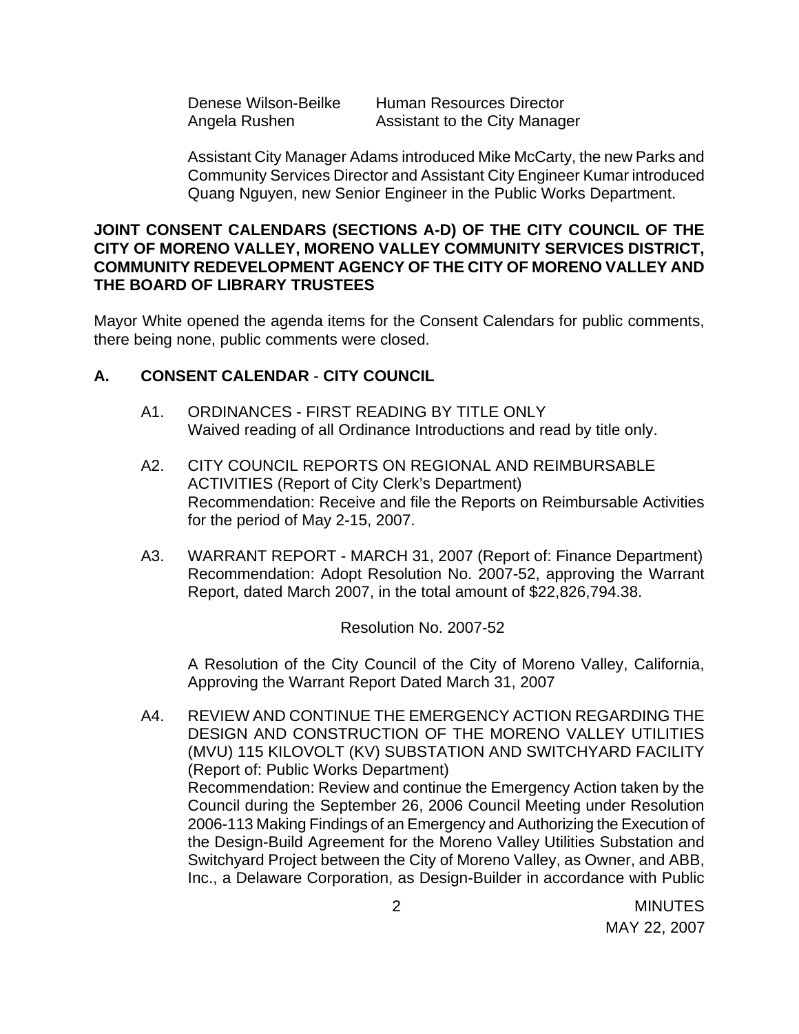| | |
|---|---|
| Denese Wilson-Beilke | Human Resources Director |
| Angela Rushen | Assistant to the City Manager |

Assistant City Manager Adams introduced Mike McCarty, the new Parks and Community Services Director and Assistant City Engineer Kumar introduced Quang Nguyen, new Senior Engineer in the Public Works Department.

**JOINT CONSENT CALENDARS (SECTIONS A-D) OF THE CITY COUNCIL OF THE CITY OF MORENO VALLEY, MORENO VALLEY COMMUNITY SERVICES DISTRICT, COMMUNITY REDEVELOPMENT AGENCY OF THE CITY OF MORENO VALLEY AND THE BOARD OF LIBRARY TRUSTEES**

Mayor White opened the agenda items for the Consent Calendars for public comments, there being none, public comments were closed.

**A. CONSENT CALENDAR - CITY COUNCIL**

A1. ORDINANCES - FIRST READING BY TITLE ONLY
Waived reading of all Ordinance Introductions and read by title only.

A2. CITY COUNCIL REPORTS ON REGIONAL AND REIMBURSABLE ACTIVITIES (Report of City Clerk's Department)
Recommendation: Receive and file the Reports on Reimbursable Activities for the period of May 2-15, 2007.

A3. WARRANT REPORT - MARCH 31, 2007 (Report of: Finance Department)
Recommendation: Adopt Resolution No. 2007-52, approving the Warrant Report, dated March 2007, in the total amount of $22,826,794.38.

Resolution No. 2007-52

A Resolution of the City Council of the City of Moreno Valley, California, Approving the Warrant Report Dated March 31, 2007

A4. REVIEW AND CONTINUE THE EMERGENCY ACTION REGARDING THE DESIGN AND CONSTRUCTION OF THE MORENO VALLEY UTILITIES (MVU) 115 KILOVOLT (KV) SUBSTATION AND SWITCHYARD FACILITY (Report of: Public Works Department)
Recommendation: Review and continue the Emergency Action taken by the Council during the September 26, 2006 Council Meeting under Resolution 2006-113 Making Findings of an Emergency and Authorizing the Execution of the Design-Build Agreement for the Moreno Valley Utilities Substation and Switchyard Project between the City of Moreno Valley, as Owner, and ABB, Inc., a Delaware Corporation, as Design-Builder in accordance with Public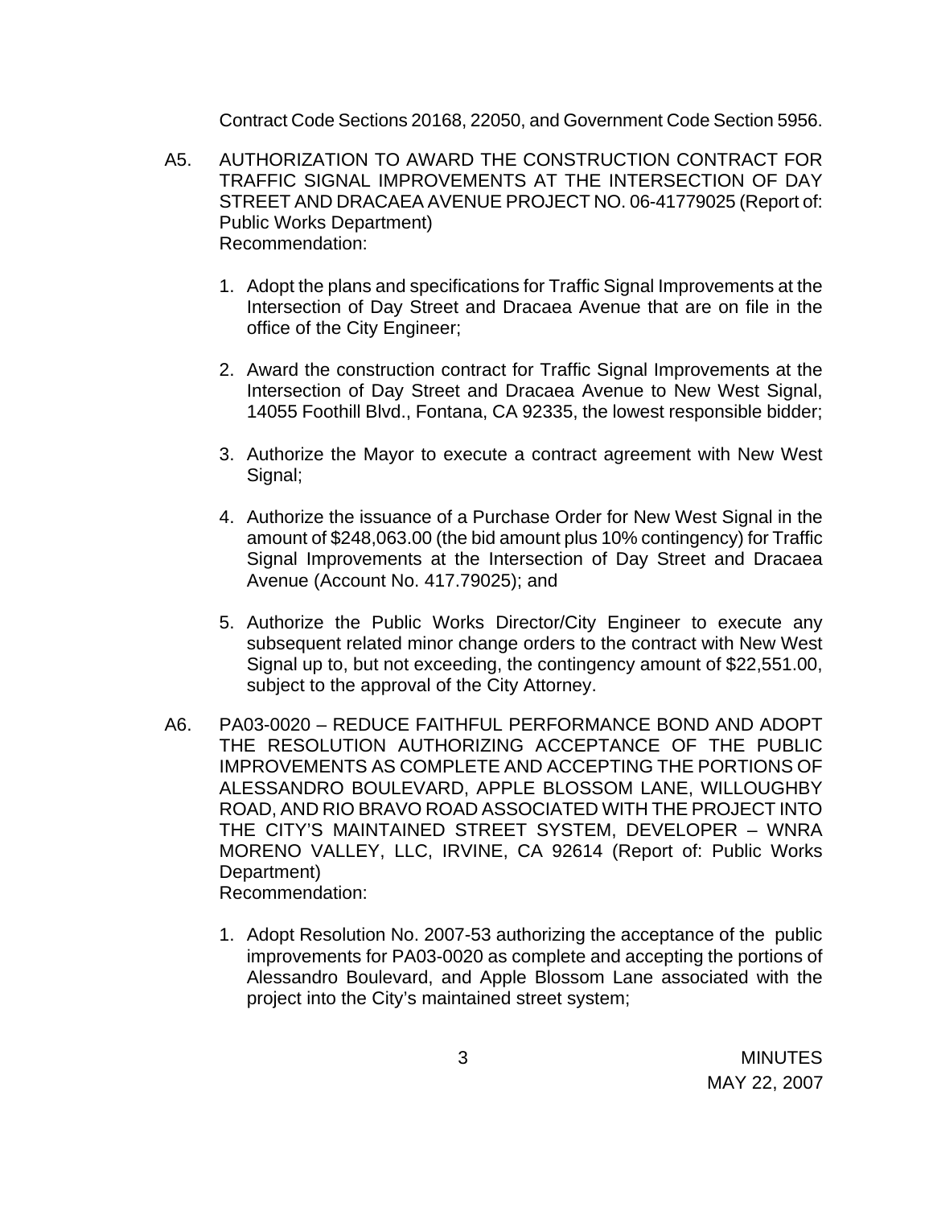Contract Code Sections 20168, 22050, and Government Code Section 5956.

A5. AUTHORIZATION TO AWARD THE CONSTRUCTION CONTRACT FOR TRAFFIC SIGNAL IMPROVEMENTS AT THE INTERSECTION OF DAY STREET AND DRACAEA AVENUE PROJECT NO. 06-41779025 (Report of: Public Works Department)
Recommendation:

1. Adopt the plans and specifications for Traffic Signal Improvements at the Intersection of Day Street and Dracaea Avenue that are on file in the office of the City Engineer;

2. Award the construction contract for Traffic Signal Improvements at the Intersection of Day Street and Dracaea Avenue to New West Signal, 14055 Foothill Blvd., Fontana, CA 92335, the lowest responsible bidder;

3. Authorize the Mayor to execute a contract agreement with New West Signal;

4. Authorize the issuance of a Purchase Order for New West Signal in the amount of $248,063.00 (the bid amount plus 10% contingency) for Traffic Signal Improvements at the Intersection of Day Street and Dracaea Avenue (Account No. 417.79025); and

5. Authorize the Public Works Director/City Engineer to execute any subsequent related minor change orders to the contract with New West Signal up to, but not exceeding, the contingency amount of $22,551.00, subject to the approval of the City Attorney.

A6. PA03-0020 – REDUCE FAITHFUL PERFORMANCE BOND AND ADOPT THE RESOLUTION AUTHORIZING ACCEPTANCE OF THE PUBLIC IMPROVEMENTS AS COMPLETE AND ACCEPTING THE PORTIONS OF ALESSANDRO BOULEVARD, APPLE BLOSSOM LANE, WILLOUGHBY ROAD, AND RIO BRAVO ROAD ASSOCIATED WITH THE PROJECT INTO THE CITY'S MAINTAINED STREET SYSTEM, DEVELOPER – WNRA MORENO VALLEY, LLC, IRVINE, CA 92614 (Report of: Public Works Department)
Recommendation:

1. Adopt Resolution No. 2007-53 authorizing the acceptance of the public improvements for PA03-0020 as complete and accepting the portions of Alessandro Boulevard, and Apple Blossom Lane associated with the project into the City's maintained street system;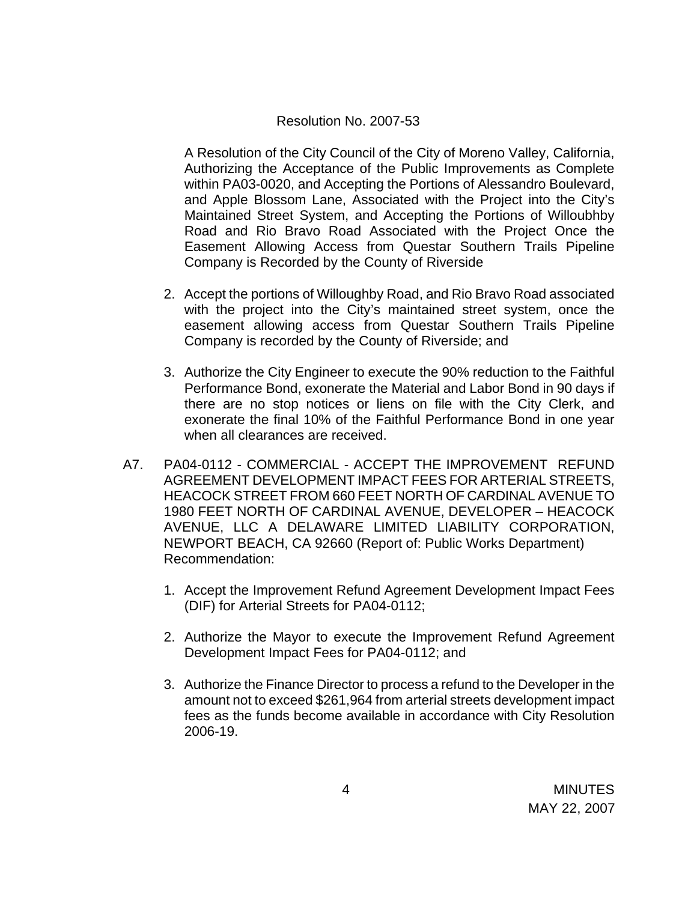Resolution No. 2007-53

A Resolution of the City Council of the City of Moreno Valley, California, Authorizing the Acceptance of the Public Improvements as Complete within PA03-0020, and Accepting the Portions of Alessandro Boulevard, and Apple Blossom Lane, Associated with the Project into the City's Maintained Street System, and Accepting the Portions of Willoubhby Road and Rio Bravo Road Associated with the Project Once the Easement Allowing Access from Questar Southern Trails Pipeline Company is Recorded by the County of Riverside

2. Accept the portions of Willoughby Road, and Rio Bravo Road associated with the project into the City's maintained street system, once the easement allowing access from Questar Southern Trails Pipeline Company is recorded by the County of Riverside; and

3. Authorize the City Engineer to execute the 90% reduction to the Faithful Performance Bond, exonerate the Material and Labor Bond in 90 days if there are no stop notices or liens on file with the City Clerk, and exonerate the final 10% of the Faithful Performance Bond in one year when all clearances are received.

A7. PA04-0112 - COMMERCIAL - ACCEPT THE IMPROVEMENT REFUND AGREEMENT DEVELOPMENT IMPACT FEES FOR ARTERIAL STREETS, HEACOCK STREET FROM 660 FEET NORTH OF CARDINAL AVENUE TO 1980 FEET NORTH OF CARDINAL AVENUE, DEVELOPER – HEACOCK AVENUE, LLC A DELAWARE LIMITED LIABILITY CORPORATION, NEWPORT BEACH, CA 92660 (Report of: Public Works Department) Recommendation:

1. Accept the Improvement Refund Agreement Development Impact Fees (DIF) for Arterial Streets for PA04-0112;

2. Authorize the Mayor to execute the Improvement Refund Agreement Development Impact Fees for PA04-0112; and

3. Authorize the Finance Director to process a refund to the Developer in the amount not to exceed $261,964 from arterial streets development impact fees as the funds become available in accordance with City Resolution 2006-19.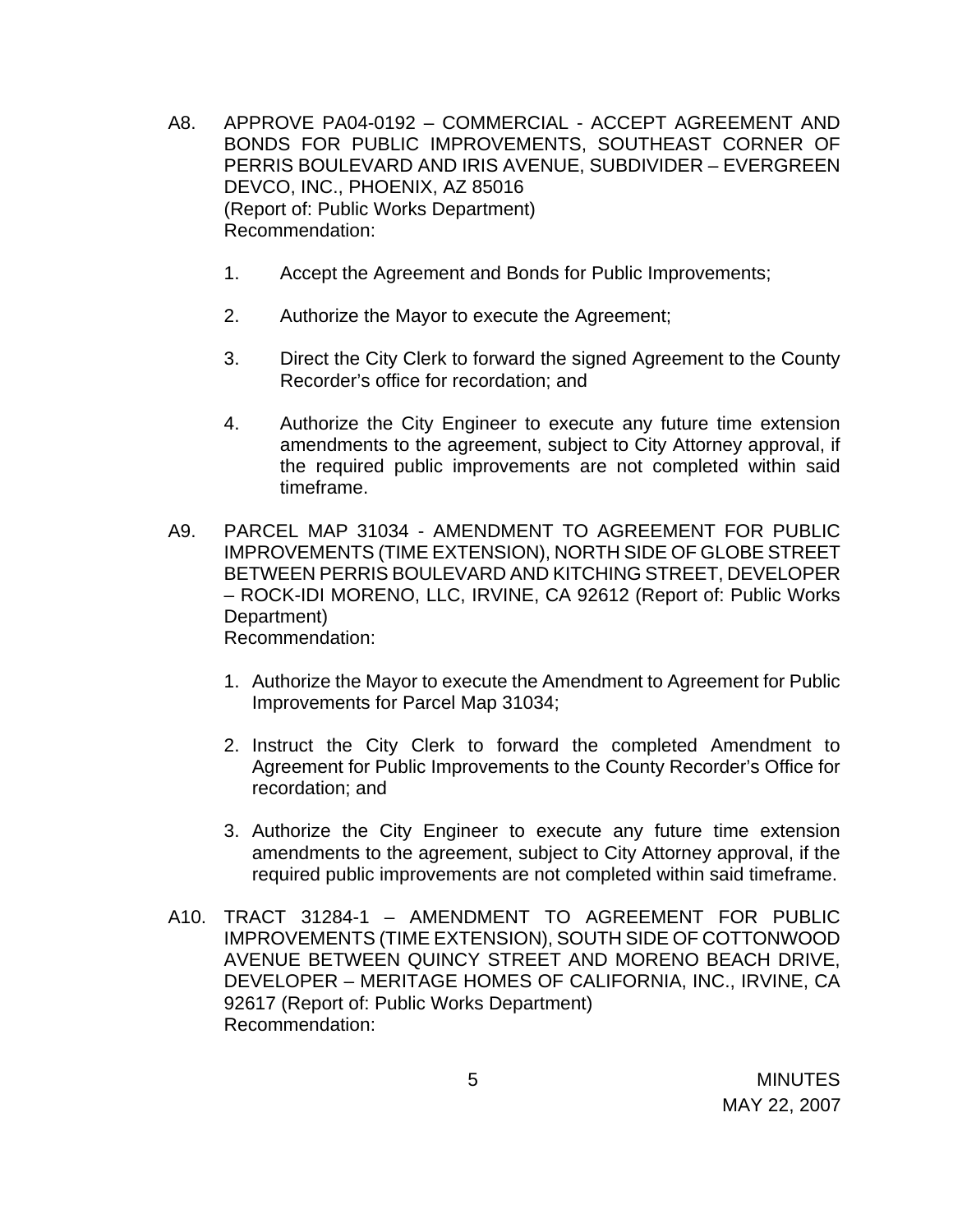A8. APPROVE PA04-0192 – COMMERCIAL - ACCEPT AGREEMENT AND BONDS FOR PUBLIC IMPROVEMENTS, SOUTHEAST CORNER OF PERRIS BOULEVARD AND IRIS AVENUE, SUBDIVIDER – EVERGREEN DEVCO, INC., PHOENIX, AZ 85016
(Report of: Public Works Department)
Recommendation:

1. Accept the Agreement and Bonds for Public Improvements;

2. Authorize the Mayor to execute the Agreement;

3. Direct the City Clerk to forward the signed Agreement to the County Recorder's office for recordation; and

4. Authorize the City Engineer to execute any future time extension amendments to the agreement, subject to City Attorney approval, if the required public improvements are not completed within said timeframe.

A9. PARCEL MAP 31034 - AMENDMENT TO AGREEMENT FOR PUBLIC IMPROVEMENTS (TIME EXTENSION), NORTH SIDE OF GLOBE STREET BETWEEN PERRIS BOULEVARD AND KITCHING STREET, DEVELOPER – ROCK-IDI MORENO, LLC, IRVINE, CA 92612 (Report of: Public Works Department)
Recommendation:

1. Authorize the Mayor to execute the Amendment to Agreement for Public Improvements for Parcel Map 31034;

2. Instruct the City Clerk to forward the completed Amendment to Agreement for Public Improvements to the County Recorder's Office for recordation; and

3. Authorize the City Engineer to execute any future time extension amendments to the agreement, subject to City Attorney approval, if the required public improvements are not completed within said timeframe.

A10. TRACT 31284-1 – AMENDMENT TO AGREEMENT FOR PUBLIC IMPROVEMENTS (TIME EXTENSION), SOUTH SIDE OF COTTONWOOD AVENUE BETWEEN QUINCY STREET AND MORENO BEACH DRIVE, DEVELOPER – MERITAGE HOMES OF CALIFORNIA, INC., IRVINE, CA 92617 (Report of: Public Works Department)
Recommendation: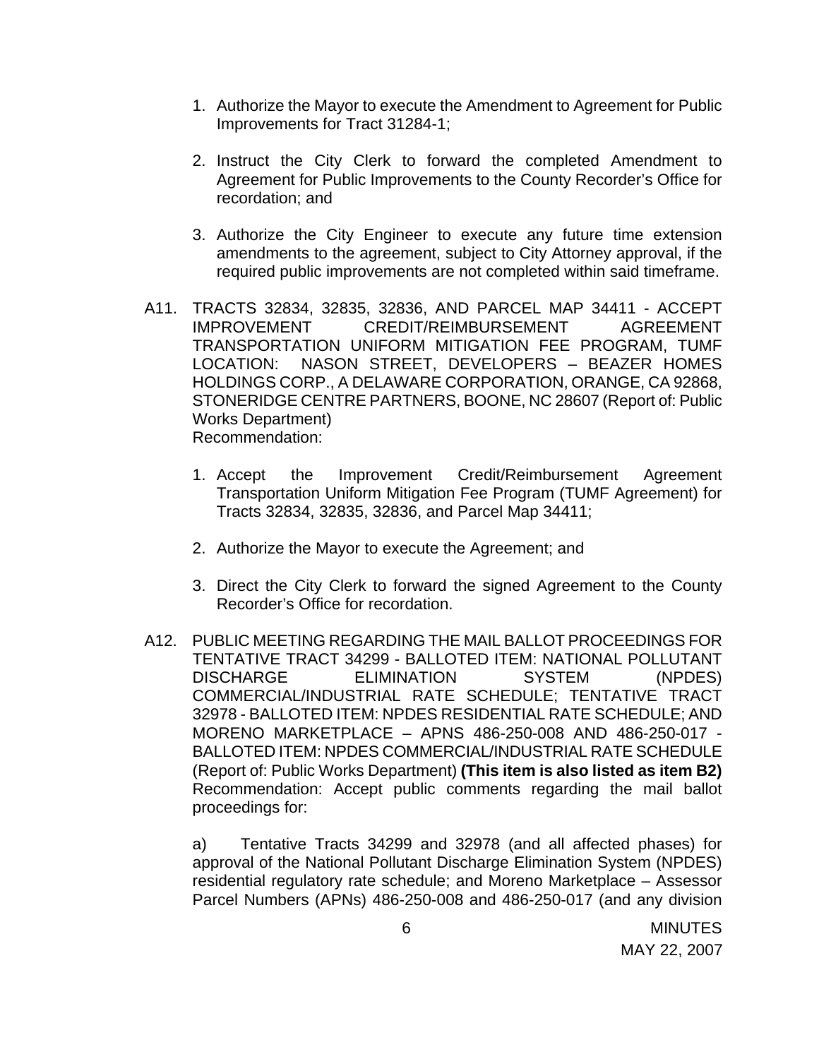1. Authorize the Mayor to execute the Amendment to Agreement for Public Improvements for Tract 31284-1;

2. Instruct the City Clerk to forward the completed Amendment to Agreement for Public Improvements to the County Recorder's Office for recordation; and

3. Authorize the City Engineer to execute any future time extension amendments to the agreement, subject to City Attorney approval, if the required public improvements are not completed within said timeframe.

A11. TRACTS 32834, 32835, 32836, AND PARCEL MAP 34411 - ACCEPT IMPROVEMENT CREDIT/REIMBURSEMENT AGREEMENT TRANSPORTATION UNIFORM MITIGATION FEE PROGRAM, TUMF LOCATION: NASON STREET, DEVELOPERS – BEAZER HOMES HOLDINGS CORP., A DELAWARE CORPORATION, ORANGE, CA 92868, STONERIDGE CENTRE PARTNERS, BOONE, NC 28607 (Report of: Public Works Department)
Recommendation:

1. Accept the Improvement Credit/Reimbursement Agreement Transportation Uniform Mitigation Fee Program (TUMF Agreement) for Tracts 32834, 32835, 32836, and Parcel Map 34411;

2. Authorize the Mayor to execute the Agreement; and

3. Direct the City Clerk to forward the signed Agreement to the County Recorder's Office for recordation.

A12. PUBLIC MEETING REGARDING THE MAIL BALLOT PROCEEDINGS FOR TENTATIVE TRACT 34299 - BALLOTED ITEM: NATIONAL POLLUTANT DISCHARGE ELIMINATION SYSTEM (NPDES) COMMERCIAL/INDUSTRIAL RATE SCHEDULE; TENTATIVE TRACT 32978 - BALLOTED ITEM: NPDES RESIDENTIAL RATE SCHEDULE; AND MORENO MARKETPLACE – APNS 486-250-008 AND 486-250-017 - BALLOTED ITEM: NPDES COMMERCIAL/INDUSTRIAL RATE SCHEDULE (Report of: Public Works Department) **(This item is also listed as item B2)**
Recommendation: Accept public comments regarding the mail ballot proceedings for:

a) Tentative Tracts 34299 and 32978 (and all affected phases) for approval of the National Pollutant Discharge Elimination System (NPDES) residential regulatory rate schedule; and Moreno Marketplace – Assessor Parcel Numbers (APNs) 486-250-008 and 486-250-017 (and any division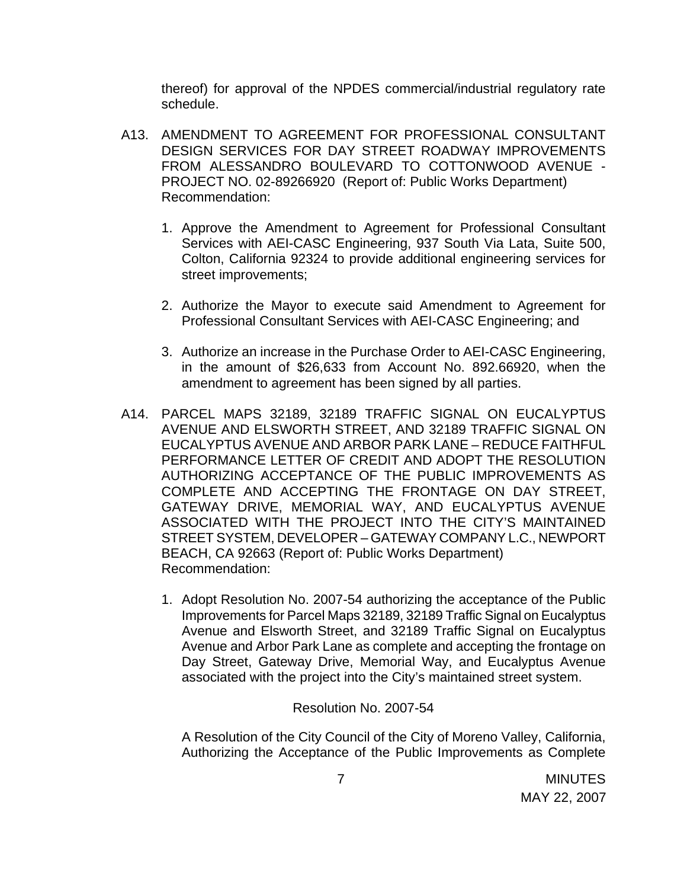thereof) for approval of the NPDES commercial/industrial regulatory rate schedule.

A13. AMENDMENT TO AGREEMENT FOR PROFESSIONAL CONSULTANT DESIGN SERVICES FOR DAY STREET ROADWAY IMPROVEMENTS FROM ALESSANDRO BOULEVARD TO COTTONWOOD AVENUE - PROJECT NO. 02-89266920 (Report of: Public Works Department)
Recommendation:

1. Approve the Amendment to Agreement for Professional Consultant Services with AEI-CASC Engineering, 937 South Via Lata, Suite 500, Colton, California 92324 to provide additional engineering services for street improvements;

2. Authorize the Mayor to execute said Amendment to Agreement for Professional Consultant Services with AEI-CASC Engineering; and

3. Authorize an increase in the Purchase Order to AEI-CASC Engineering, in the amount of $26,633 from Account No. 892.66920, when the amendment to agreement has been signed by all parties.

A14. PARCEL MAPS 32189, 32189 TRAFFIC SIGNAL ON EUCALYPTUS AVENUE AND ELSWORTH STREET, AND 32189 TRAFFIC SIGNAL ON EUCALYPTUS AVENUE AND ARBOR PARK LANE – REDUCE FAITHFUL PERFORMANCE LETTER OF CREDIT AND ADOPT THE RESOLUTION AUTHORIZING ACCEPTANCE OF THE PUBLIC IMPROVEMENTS AS COMPLETE AND ACCEPTING THE FRONTAGE ON DAY STREET, GATEWAY DRIVE, MEMORIAL WAY, AND EUCALYPTUS AVENUE ASSOCIATED WITH THE PROJECT INTO THE CITY'S MAINTAINED STREET SYSTEM, DEVELOPER – GATEWAY COMPANY L.C., NEWPORT BEACH, CA 92663 (Report of: Public Works Department)
Recommendation:

1. Adopt Resolution No. 2007-54 authorizing the acceptance of the Public Improvements for Parcel Maps 32189, 32189 Traffic Signal on Eucalyptus Avenue and Elsworth Street, and 32189 Traffic Signal on Eucalyptus Avenue and Arbor Park Lane as complete and accepting the frontage on Day Street, Gateway Drive, Memorial Way, and Eucalyptus Avenue associated with the project into the City's maintained street system.

Resolution No. 2007-54

A Resolution of the City Council of the City of Moreno Valley, California, Authorizing the Acceptance of the Public Improvements as Complete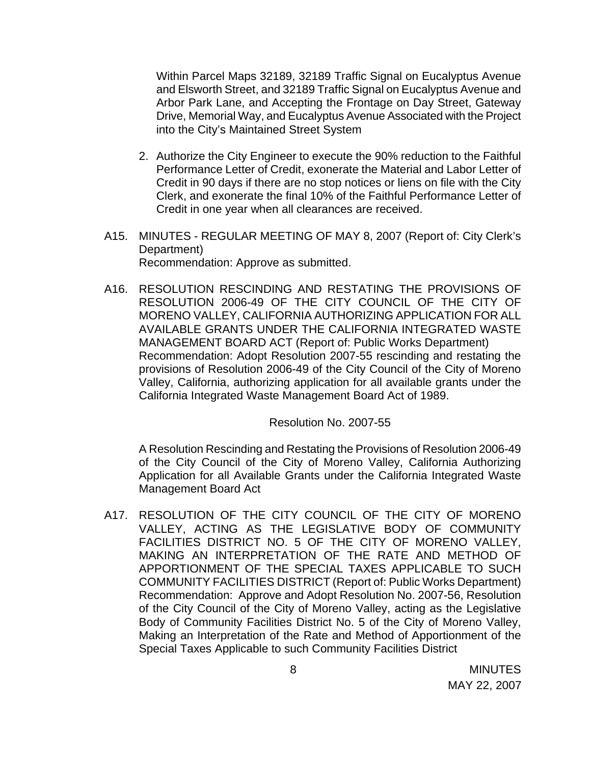Within Parcel Maps 32189, 32189 Traffic Signal on Eucalyptus Avenue and Elsworth Street, and 32189 Traffic Signal on Eucalyptus Avenue and Arbor Park Lane, and Accepting the Frontage on Day Street, Gateway Drive, Memorial Way, and Eucalyptus Avenue Associated with the Project into the City's Maintained Street System

2. Authorize the City Engineer to execute the 90% reduction to the Faithful Performance Letter of Credit, exonerate the Material and Labor Letter of Credit in 90 days if there are no stop notices or liens on file with the City Clerk, and exonerate the final 10% of the Faithful Performance Letter of Credit in one year when all clearances are received.

A15. MINUTES - REGULAR MEETING OF MAY 8, 2007 (Report of: City Clerk's Department)
Recommendation: Approve as submitted.

A16. RESOLUTION RESCINDING AND RESTATING THE PROVISIONS OF RESOLUTION 2006-49 OF THE CITY COUNCIL OF THE CITY OF MORENO VALLEY, CALIFORNIA AUTHORIZING APPLICATION FOR ALL AVAILABLE GRANTS UNDER THE CALIFORNIA INTEGRATED WASTE MANAGEMENT BOARD ACT (Report of: Public Works Department)
Recommendation: Adopt Resolution 2007-55 rescinding and restating the provisions of Resolution 2006-49 of the City Council of the City of Moreno Valley, California, authorizing application for all available grants under the California Integrated Waste Management Board Act of 1989.

Resolution No. 2007-55

A Resolution Rescinding and Restating the Provisions of Resolution 2006-49 of the City Council of the City of Moreno Valley, California Authorizing Application for all Available Grants under the California Integrated Waste Management Board Act

A17. RESOLUTION OF THE CITY COUNCIL OF THE CITY OF MORENO VALLEY, ACTING AS THE LEGISLATIVE BODY OF COMMUNITY FACILITIES DISTRICT NO. 5 OF THE CITY OF MORENO VALLEY, MAKING AN INTERPRETATION OF THE RATE AND METHOD OF APPORTIONMENT OF THE SPECIAL TAXES APPLICABLE TO SUCH COMMUNITY FACILITIES DISTRICT (Report of: Public Works Department)
Recommendation: Approve and Adopt Resolution No. 2007-56, Resolution of the City Council of the City of Moreno Valley, acting as the Legislative Body of Community Facilities District No. 5 of the City of Moreno Valley, Making an Interpretation of the Rate and Method of Apportionment of the Special Taxes Applicable to such Community Facilities District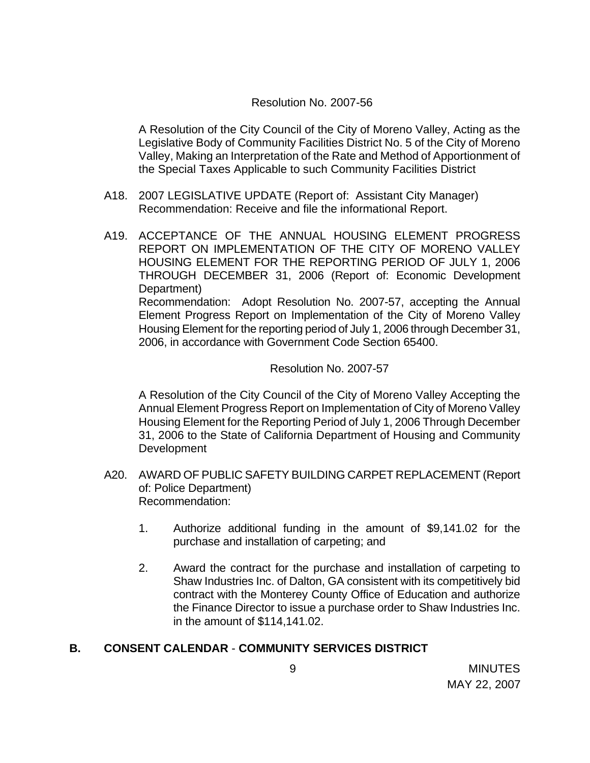Resolution No. 2007-56

A Resolution of the City Council of the City of Moreno Valley, Acting as the Legislative Body of Community Facilities District No. 5 of the City of Moreno Valley, Making an Interpretation of the Rate and Method of Apportionment of the Special Taxes Applicable to such Community Facilities District

A18. 2007 LEGISLATIVE UPDATE (Report of: Assistant City Manager)
Recommendation: Receive and file the informational Report.

A19. ACCEPTANCE OF THE ANNUAL HOUSING ELEMENT PROGRESS REPORT ON IMPLEMENTATION OF THE CITY OF MORENO VALLEY HOUSING ELEMENT FOR THE REPORTING PERIOD OF JULY 1, 2006 THROUGH DECEMBER 31, 2006 (Report of: Economic Development Department)
Recommendation: Adopt Resolution No. 2007-57, accepting the Annual Element Progress Report on Implementation of the City of Moreno Valley Housing Element for the reporting period of July 1, 2006 through December 31, 2006, in accordance with Government Code Section 65400.

Resolution No. 2007-57

A Resolution of the City Council of the City of Moreno Valley Accepting the Annual Element Progress Report on Implementation of City of Moreno Valley Housing Element for the Reporting Period of July 1, 2006 Through December 31, 2006 to the State of California Department of Housing and Community Development

A20. AWARD OF PUBLIC SAFETY BUILDING CARPET REPLACEMENT (Report of: Police Department)
Recommendation:

1. Authorize additional funding in the amount of $9,141.02 for the purchase and installation of carpeting; and

2. Award the contract for the purchase and installation of carpeting to Shaw Industries Inc. of Dalton, GA consistent with its competitively bid contract with the Monterey County Office of Education and authorize the Finance Director to issue a purchase order to Shaw Industries Inc. in the amount of $114,141.02.

## B. CONSENT CALENDAR - COMMUNITY SERVICES DISTRICT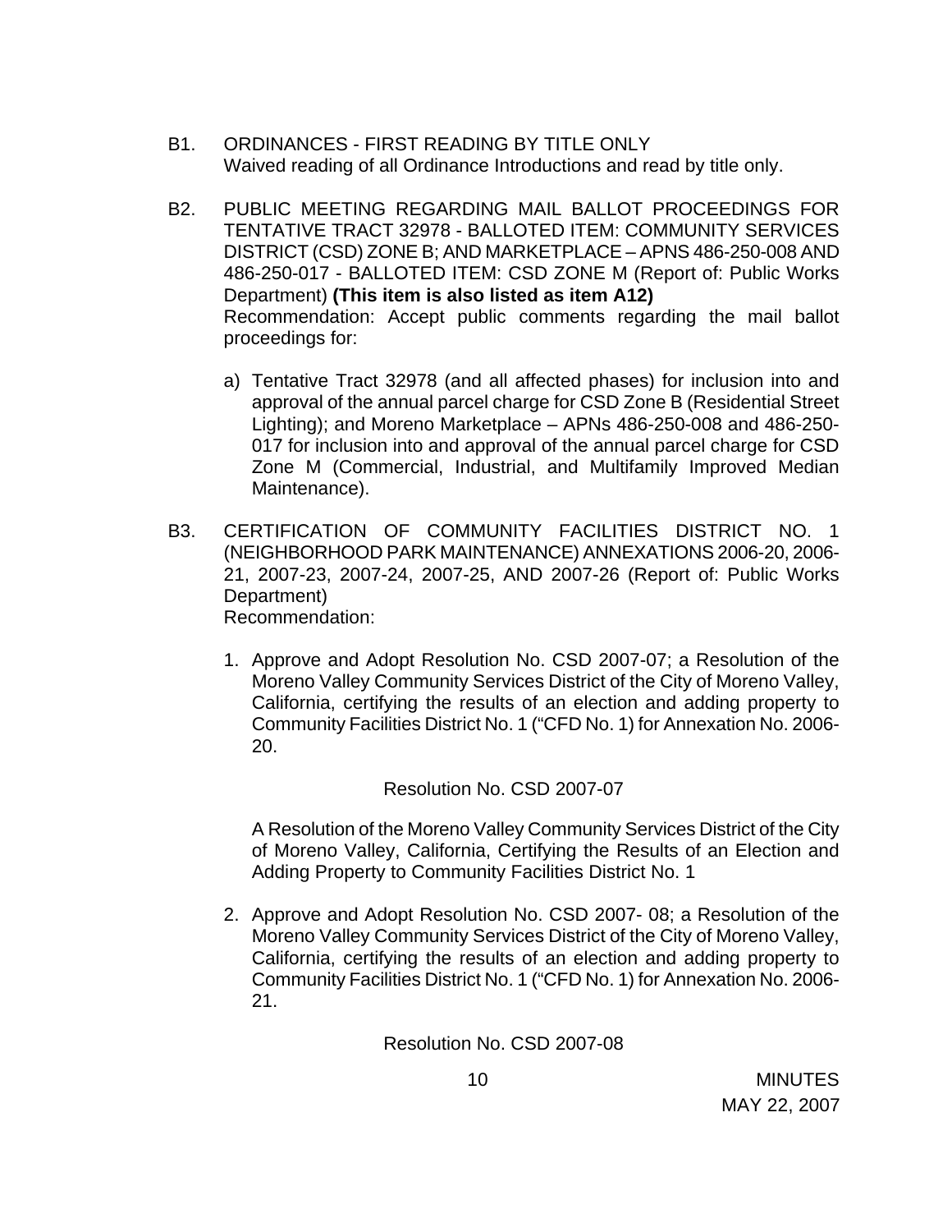B1. ORDINANCES - FIRST READING BY TITLE ONLY
Waived reading of all Ordinance Introductions and read by title only.

B2. PUBLIC MEETING REGARDING MAIL BALLOT PROCEEDINGS FOR TENTATIVE TRACT 32978 - BALLOTED ITEM: COMMUNITY SERVICES DISTRICT (CSD) ZONE B; AND MARKETPLACE – APNS 486-250-008 AND 486-250-017 - BALLOTED ITEM: CSD ZONE M (Report of: Public Works Department) **(This item is also listed as item A12)**
Recommendation: Accept public comments regarding the mail ballot proceedings for:

a) Tentative Tract 32978 (and all affected phases) for inclusion into and approval of the annual parcel charge for CSD Zone B (Residential Street Lighting); and Moreno Marketplace – APNs 486-250-008 and 486-250-017 for inclusion into and approval of the annual parcel charge for CSD Zone M (Commercial, Industrial, and Multifamily Improved Median Maintenance).

B3. CERTIFICATION OF COMMUNITY FACILITIES DISTRICT NO. 1 (NEIGHBORHOOD PARK MAINTENANCE) ANNEXATIONS 2006-20, 2006-21, 2007-23, 2007-24, 2007-25, AND 2007-26 (Report of: Public Works Department)
Recommendation:

1. Approve and Adopt Resolution No. CSD 2007-07; a Resolution of the Moreno Valley Community Services District of the City of Moreno Valley, California, certifying the results of an election and adding property to Community Facilities District No. 1 ("CFD No. 1) for Annexation No. 2006-20.

   Resolution No. CSD 2007-07

   A Resolution of the Moreno Valley Community Services District of the City of Moreno Valley, California, Certifying the Results of an Election and Adding Property to Community Facilities District No. 1

2. Approve and Adopt Resolution No. CSD 2007- 08; a Resolution of the Moreno Valley Community Services District of the City of Moreno Valley, California, certifying the results of an election and adding property to Community Facilities District No. 1 ("CFD No. 1) for Annexation No. 2006-21.

   Resolution No. CSD 2007-08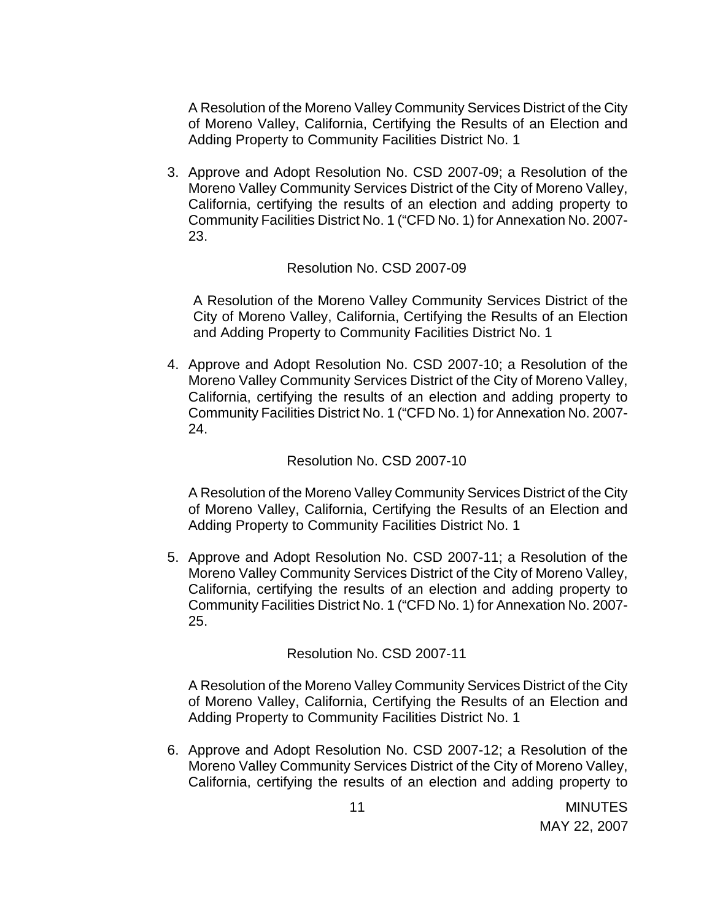A Resolution of the Moreno Valley Community Services District of the City of Moreno Valley, California, Certifying the Results of an Election and Adding Property to Community Facilities District No. 1

3. Approve and Adopt Resolution No. CSD 2007-09; a Resolution of the Moreno Valley Community Services District of the City of Moreno Valley, California, certifying the results of an election and adding property to Community Facilities District No. 1 ("CFD No. 1) for Annexation No. 2007-23.

   Resolution No. CSD 2007-09

   A Resolution of the Moreno Valley Community Services District of the City of Moreno Valley, California, Certifying the Results of an Election and Adding Property to Community Facilities District No. 1

4. Approve and Adopt Resolution No. CSD 2007-10; a Resolution of the Moreno Valley Community Services District of the City of Moreno Valley, California, certifying the results of an election and adding property to Community Facilities District No. 1 ("CFD No. 1) for Annexation No. 2007-24.

   Resolution No. CSD 2007-10

   A Resolution of the Moreno Valley Community Services District of the City of Moreno Valley, California, Certifying the Results of an Election and Adding Property to Community Facilities District No. 1

5. Approve and Adopt Resolution No. CSD 2007-11; a Resolution of the Moreno Valley Community Services District of the City of Moreno Valley, California, certifying the results of an election and adding property to Community Facilities District No. 1 ("CFD No. 1) for Annexation No. 2007-25.

   Resolution No. CSD 2007-11

   A Resolution of the Moreno Valley Community Services District of the City of Moreno Valley, California, Certifying the Results of an Election and Adding Property to Community Facilities District No. 1

6. Approve and Adopt Resolution No. CSD 2007-12; a Resolution of the Moreno Valley Community Services District of the City of Moreno Valley, California, certifying the results of an election and adding property to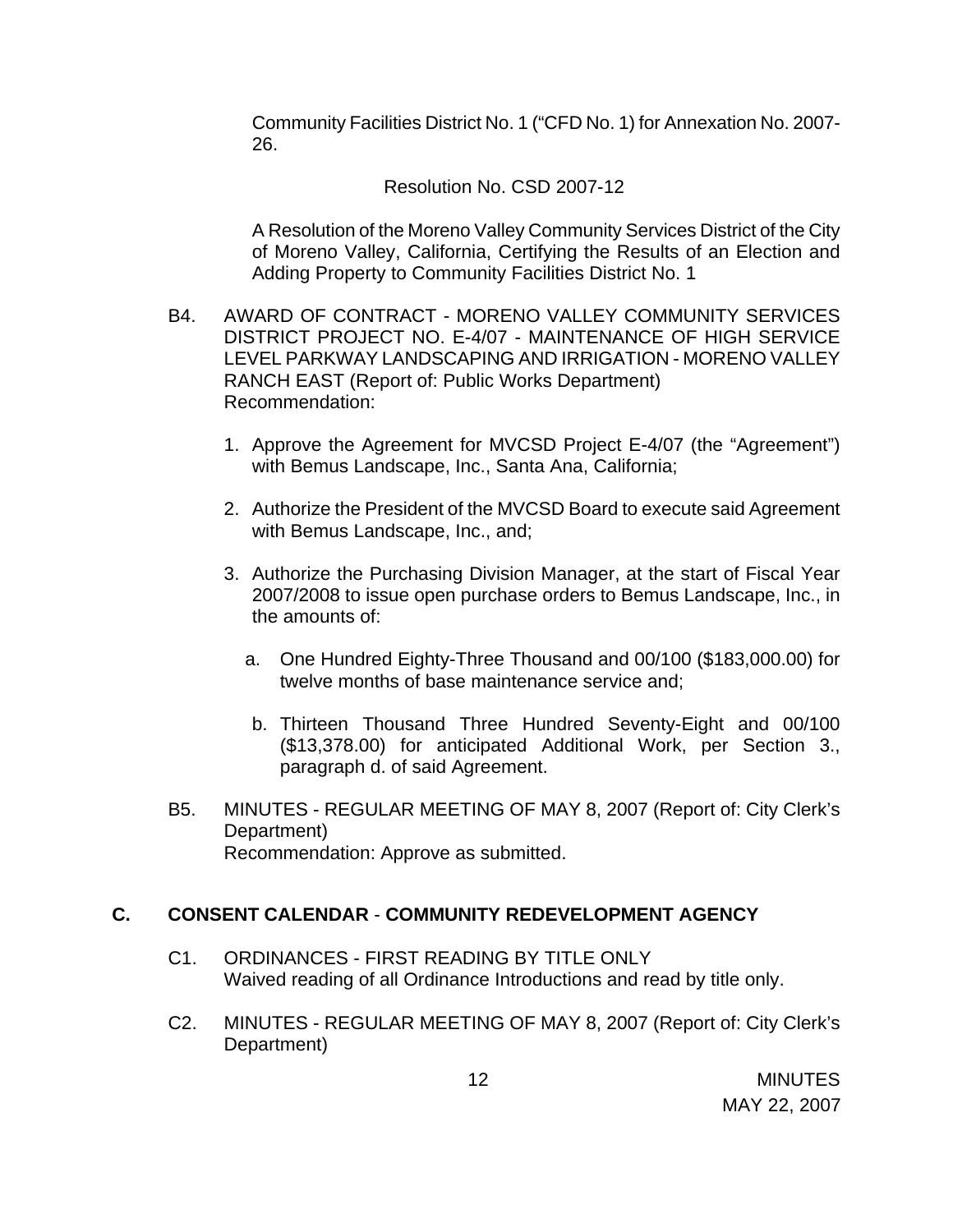Community Facilities District No. 1 ("CFD No. 1) for Annexation No. 2007-26.

Resolution No. CSD 2007-12

A Resolution of the Moreno Valley Community Services District of the City of Moreno Valley, California, Certifying the Results of an Election and Adding Property to Community Facilities District No. 1

B4. AWARD OF CONTRACT - MORENO VALLEY COMMUNITY SERVICES DISTRICT PROJECT NO. E-4/07 - MAINTENANCE OF HIGH SERVICE LEVEL PARKWAY LANDSCAPING AND IRRIGATION - MORENO VALLEY RANCH EAST (Report of: Public Works Department)
Recommendation:

1. Approve the Agreement for MVCSD Project E-4/07 (the "Agreement") with Bemus Landscape, Inc., Santa Ana, California;

2. Authorize the President of the MVCSD Board to execute said Agreement with Bemus Landscape, Inc., and;

3. Authorize the Purchasing Division Manager, at the start of Fiscal Year 2007/2008 to issue open purchase orders to Bemus Landscape, Inc., in the amounts of:

   a. One Hundred Eighty-Three Thousand and 00/100 ($183,000.00) for twelve months of base maintenance service and;

   b. Thirteen Thousand Three Hundred Seventy-Eight and 00/100 ($13,378.00) for anticipated Additional Work, per Section 3., paragraph d. of said Agreement.

B5. MINUTES - REGULAR MEETING OF MAY 8, 2007 (Report of: City Clerk's Department)
Recommendation: Approve as submitted.

## C. CONSENT CALENDAR - COMMUNITY REDEVELOPMENT AGENCY

C1. ORDINANCES - FIRST READING BY TITLE ONLY
Waived reading of all Ordinance Introductions and read by title only.

C2. MINUTES - REGULAR MEETING OF MAY 8, 2007 (Report of: City Clerk's Department)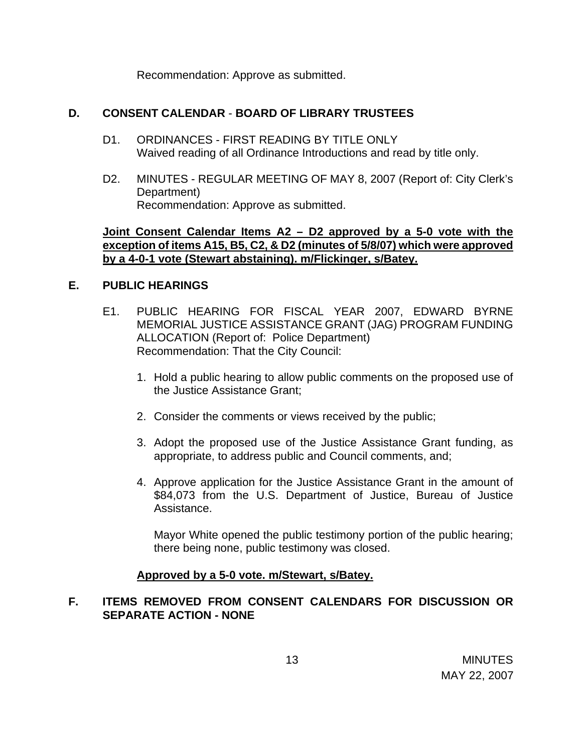Recommendation: Approve as submitted.

## D. CONSENT CALENDAR - BOARD OF LIBRARY TRUSTEES

D1. ORDINANCES - FIRST READING BY TITLE ONLY
Waived reading of all Ordinance Introductions and read by title only.

D2. MINUTES - REGULAR MEETING OF MAY 8, 2007 (Report of: City Clerk's Department)
Recommendation: Approve as submitted.

**Joint Consent Calendar Items A2 – D2 approved by a 5-0 vote with the exception of items A15, B5, C2, & D2 (minutes of 5/8/07) which were approved by a 4-0-1 vote (Stewart abstaining). m/Flickinger, s/Batey.**

## E. PUBLIC HEARINGS

E1. PUBLIC HEARING FOR FISCAL YEAR 2007, EDWARD BYRNE MEMORIAL JUSTICE ASSISTANCE GRANT (JAG) PROGRAM FUNDING ALLOCATION (Report of: Police Department)
Recommendation: That the City Council:

1. Hold a public hearing to allow public comments on the proposed use of the Justice Assistance Grant;
2. Consider the comments or views received by the public;
3. Adopt the proposed use of the Justice Assistance Grant funding, as appropriate, to address public and Council comments, and;
4. Approve application for the Justice Assistance Grant in the amount of $84,073 from the U.S. Department of Justice, Bureau of Justice Assistance.

   Mayor White opened the public testimony portion of the public hearing; there being none, public testimony was closed.

**Approved by a 5-0 vote. m/Stewart, s/Batey.**

## F. ITEMS REMOVED FROM CONSENT CALENDARS FOR DISCUSSION OR SEPARATE ACTION - NONE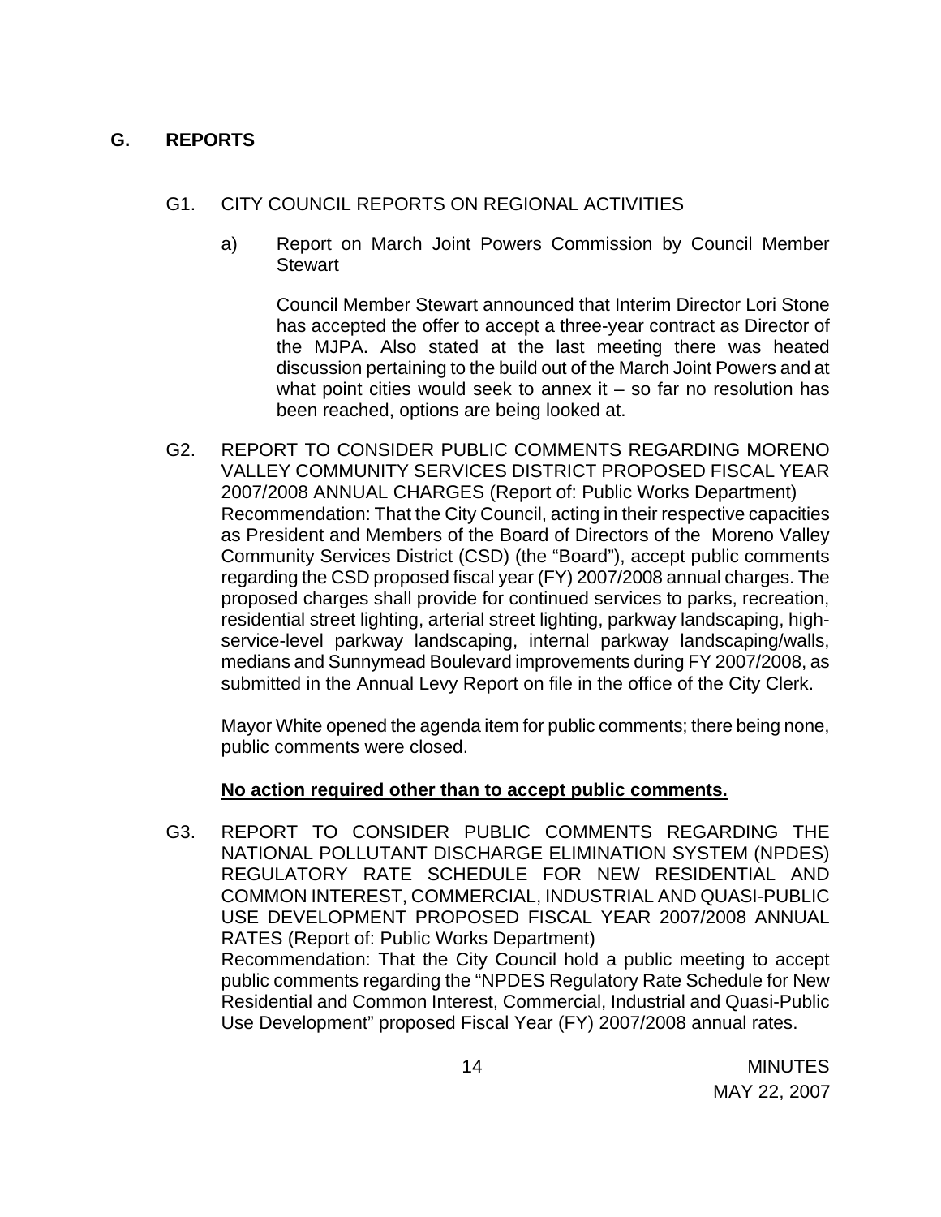## G. REPORTS

G1. CITY COUNCIL REPORTS ON REGIONAL ACTIVITIES

a) Report on March Joint Powers Commission by Council Member Stewart

Council Member Stewart announced that Interim Director Lori Stone has accepted the offer to accept a three-year contract as Director of the MJPA. Also stated at the last meeting there was heated discussion pertaining to the build out of the March Joint Powers and at what point cities would seek to annex it – so far no resolution has been reached, options are being looked at.

G2. REPORT TO CONSIDER PUBLIC COMMENTS REGARDING MORENO VALLEY COMMUNITY SERVICES DISTRICT PROPOSED FISCAL YEAR 2007/2008 ANNUAL CHARGES (Report of: Public Works Department)
Recommendation: That the City Council, acting in their respective capacities as President and Members of the Board of Directors of the Moreno Valley Community Services District (CSD) (the "Board"), accept public comments regarding the CSD proposed fiscal year (FY) 2007/2008 annual charges. The proposed charges shall provide for continued services to parks, recreation, residential street lighting, arterial street lighting, parkway landscaping, high-service-level parkway landscaping, internal parkway landscaping/walls, medians and Sunnymead Boulevard improvements during FY 2007/2008, as submitted in the Annual Levy Report on file in the office of the City Clerk.

Mayor White opened the agenda item for public comments; there being none, public comments were closed.

**No action required other than to accept public comments.**

G3. REPORT TO CONSIDER PUBLIC COMMENTS REGARDING THE NATIONAL POLLUTANT DISCHARGE ELIMINATION SYSTEM (NPDES) REGULATORY RATE SCHEDULE FOR NEW RESIDENTIAL AND COMMON INTEREST, COMMERCIAL, INDUSTRIAL AND QUASI-PUBLIC USE DEVELOPMENT PROPOSED FISCAL YEAR 2007/2008 ANNUAL RATES (Report of: Public Works Department)
Recommendation: That the City Council hold a public meeting to accept public comments regarding the "NPDES Regulatory Rate Schedule for New Residential and Common Interest, Commercial, Industrial and Quasi-Public Use Development" proposed Fiscal Year (FY) 2007/2008 annual rates.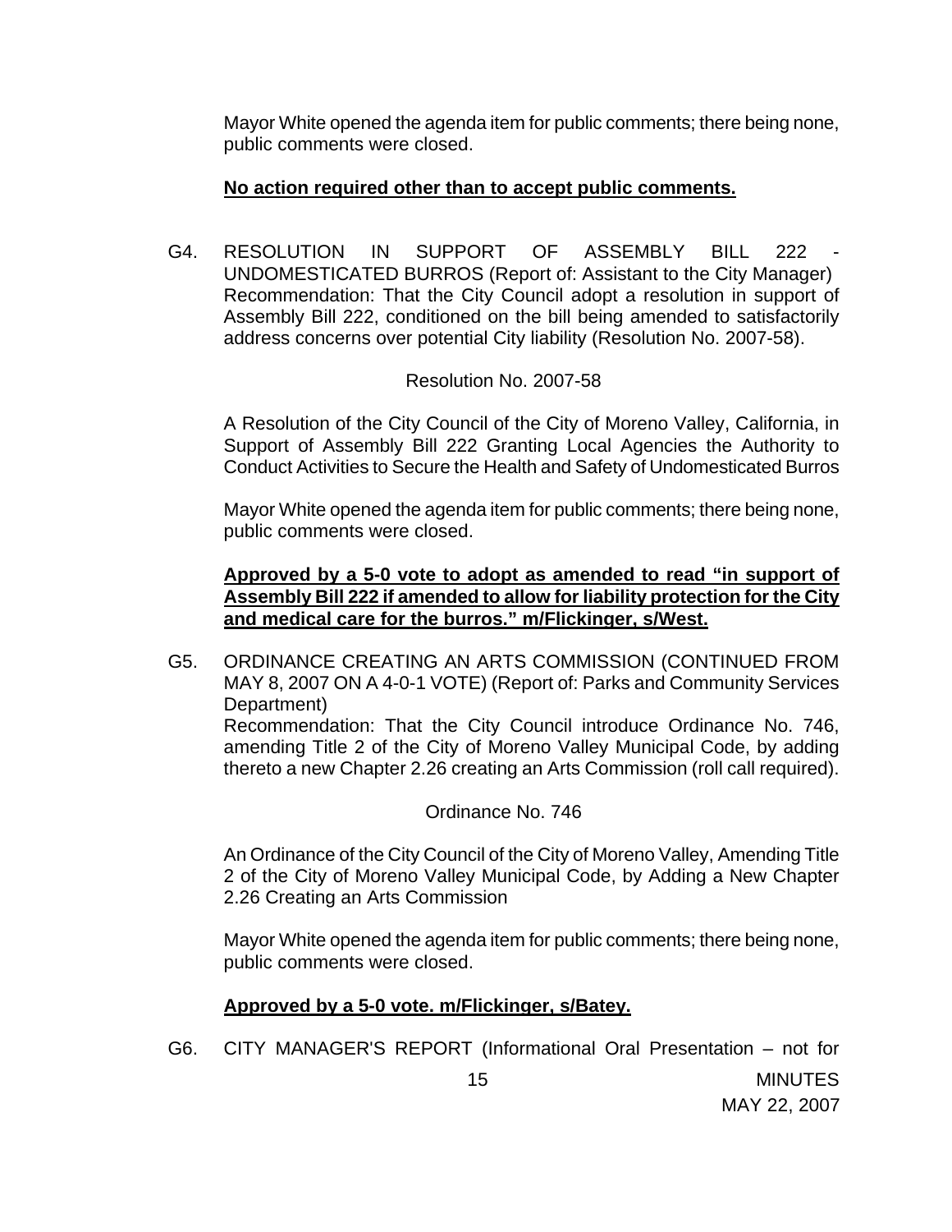Mayor White opened the agenda item for public comments; there being none, public comments were closed.

**No action required other than to accept public comments.**

G4. RESOLUTION IN SUPPORT OF ASSEMBLY BILL 222 - UNDOMESTICATED BURROS (Report of: Assistant to the City Manager)
Recommendation: That the City Council adopt a resolution in support of Assembly Bill 222, conditioned on the bill being amended to satisfactorily address concerns over potential City liability (Resolution No. 2007-58).

Resolution No. 2007-58

A Resolution of the City Council of the City of Moreno Valley, California, in Support of Assembly Bill 222 Granting Local Agencies the Authority to Conduct Activities to Secure the Health and Safety of Undomesticated Burros

Mayor White opened the agenda item for public comments; there being none, public comments were closed.

**Approved by a 5-0 vote to adopt as amended to read "in support of Assembly Bill 222 if amended to allow for liability protection for the City and medical care for the burros." m/Flickinger, s/West.**

G5. ORDINANCE CREATING AN ARTS COMMISSION (CONTINUED FROM MAY 8, 2007 ON A 4-0-1 VOTE) (Report of: Parks and Community Services Department)
Recommendation: That the City Council introduce Ordinance No. 746, amending Title 2 of the City of Moreno Valley Municipal Code, by adding thereto a new Chapter 2.26 creating an Arts Commission (roll call required).

Ordinance No. 746

An Ordinance of the City Council of the City of Moreno Valley, Amending Title 2 of the City of Moreno Valley Municipal Code, by Adding a New Chapter 2.26 Creating an Arts Commission

Mayor White opened the agenda item for public comments; there being none, public comments were closed.

**Approved by a 5-0 vote. m/Flickinger, s/Batey.**

G6. CITY MANAGER'S REPORT (Informational Oral Presentation – not for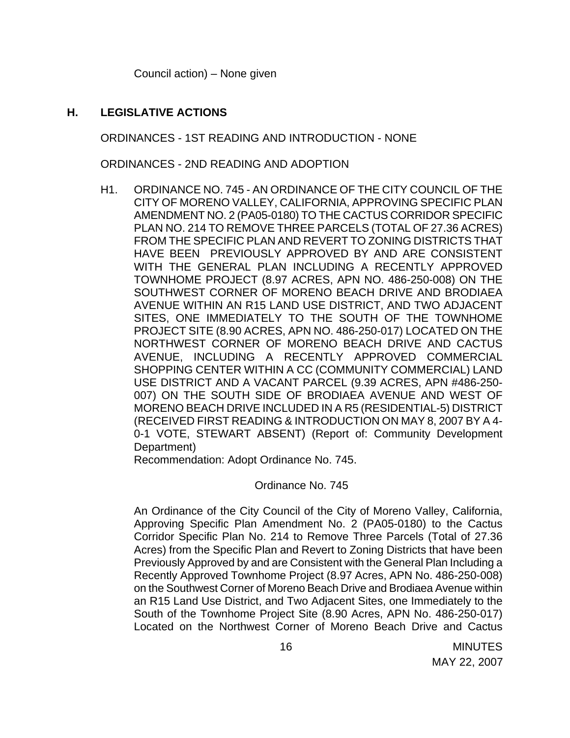Council action) – None given

## H. LEGISLATIVE ACTIONS

ORDINANCES - 1ST READING AND INTRODUCTION - NONE

ORDINANCES - 2ND READING AND ADOPTION

H1. ORDINANCE NO. 745 - AN ORDINANCE OF THE CITY COUNCIL OF THE CITY OF MORENO VALLEY, CALIFORNIA, APPROVING SPECIFIC PLAN AMENDMENT NO. 2 (PA05-0180) TO THE CACTUS CORRIDOR SPECIFIC PLAN NO. 214 TO REMOVE THREE PARCELS (TOTAL OF 27.36 ACRES) FROM THE SPECIFIC PLAN AND REVERT TO ZONING DISTRICTS THAT HAVE BEEN PREVIOUSLY APPROVED BY AND ARE CONSISTENT WITH THE GENERAL PLAN INCLUDING A RECENTLY APPROVED TOWNHOME PROJECT (8.97 ACRES, APN NO. 486-250-008) ON THE SOUTHWEST CORNER OF MORENO BEACH DRIVE AND BRODIAEA AVENUE WITHIN AN R15 LAND USE DISTRICT, AND TWO ADJACENT SITES, ONE IMMEDIATELY TO THE SOUTH OF THE TOWNHOME PROJECT SITE (8.90 ACRES, APN NO. 486-250-017) LOCATED ON THE NORTHWEST CORNER OF MORENO BEACH DRIVE AND CACTUS AVENUE, INCLUDING A RECENTLY APPROVED COMMERCIAL SHOPPING CENTER WITHIN A CC (COMMUNITY COMMERCIAL) LAND USE DISTRICT AND A VACANT PARCEL (9.39 ACRES, APN #486-250-007) ON THE SOUTH SIDE OF BRODIAEA AVENUE AND WEST OF MORENO BEACH DRIVE INCLUDED IN A R5 (RESIDENTIAL-5) DISTRICT (RECEIVED FIRST READING & INTRODUCTION ON MAY 8, 2007 BY A 4-0-1 VOTE, STEWART ABSENT) (Report of: Community Development Department)
Recommendation: Adopt Ordinance No. 745.

Ordinance No. 745

An Ordinance of the City Council of the City of Moreno Valley, California, Approving Specific Plan Amendment No. 2 (PA05-0180) to the Cactus Corridor Specific Plan No. 214 to Remove Three Parcels (Total of 27.36 Acres) from the Specific Plan and Revert to Zoning Districts that have been Previously Approved by and are Consistent with the General Plan Including a Recently Approved Townhome Project (8.97 Acres, APN No. 486-250-008) on the Southwest Corner of Moreno Beach Drive and Brodiaea Avenue within an R15 Land Use District, and Two Adjacent Sites, one Immediately to the South of the Townhome Project Site (8.90 Acres, APN No. 486-250-017) Located on the Northwest Corner of Moreno Beach Drive and Cactus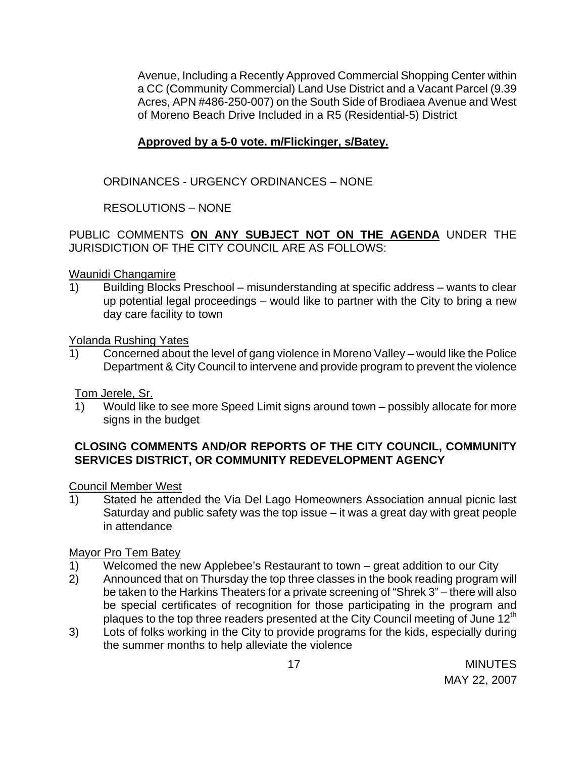Avenue, Including a Recently Approved Commercial Shopping Center within a CC (Community Commercial) Land Use District and a Vacant Parcel (9.39 Acres, APN #486-250-007) on the South Side of Brodiaea Avenue and West of Moreno Beach Drive Included in a R5 (Residential-5) District

**Approved by a 5-0 vote. m/Flickinger, s/Batey.**

ORDINANCES - URGENCY ORDINANCES – NONE

RESOLUTIONS – NONE

PUBLIC COMMENTS **ON ANY SUBJECT NOT ON THE AGENDA** UNDER THE JURISDICTION OF THE CITY COUNCIL ARE AS FOLLOWS:

Waunidi Changamire

1) Building Blocks Preschool – misunderstanding at specific address – wants to clear up potential legal proceedings – would like to partner with the City to bring a new day care facility to town

Yolanda Rushing Yates

1) Concerned about the level of gang violence in Moreno Valley – would like the Police Department & City Council to intervene and provide program to prevent the violence

Tom Jerele, Sr.

1) Would like to see more Speed Limit signs around town – possibly allocate for more signs in the budget

**CLOSING COMMENTS AND/OR REPORTS OF THE CITY COUNCIL, COMMUNITY SERVICES DISTRICT, OR COMMUNITY REDEVELOPMENT AGENCY**

Council Member West

1) Stated he attended the Via Del Lago Homeowners Association annual picnic last Saturday and public safety was the top issue – it was a great day with great people in attendance

Mayor Pro Tem Batey

1) Welcomed the new Applebee's Restaurant to town – great addition to our City
2) Announced that on Thursday the top three classes in the book reading program will be taken to the Harkins Theaters for a private screening of "Shrek 3" – there will also be special certificates of recognition for those participating in the program and plaques to the top three readers presented at the City Council meeting of June 12th
3) Lots of folks working in the City to provide programs for the kids, especially during the summer months to help alleviate the violence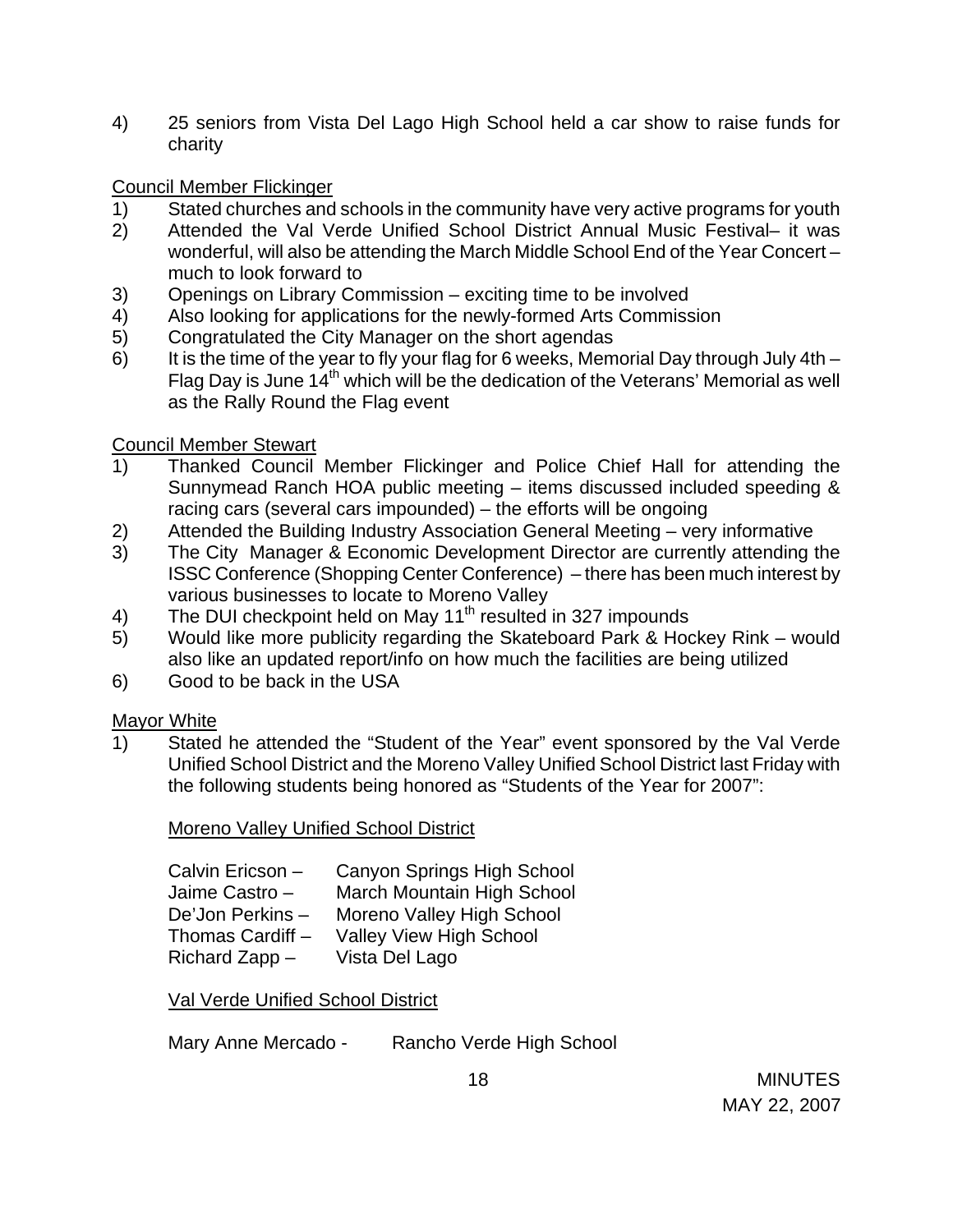4) 25 seniors from Vista Del Lago High School held a car show to raise funds for charity

Council Member Flickinger

1) Stated churches and schools in the community have very active programs for youth
2) Attended the Val Verde Unified School District Annual Music Festival– it was wonderful, will also be attending the March Middle School End of the Year Concert – much to look forward to
3) Openings on Library Commission – exciting time to be involved
4) Also looking for applications for the newly-formed Arts Commission
5) Congratulated the City Manager on the short agendas
6) It is the time of the year to fly your flag for 6 weeks, Memorial Day through July 4th – Flag Day is June 14th which will be the dedication of the Veterans' Memorial as well as the Rally Round the Flag event

Council Member Stewart

1) Thanked Council Member Flickinger and Police Chief Hall for attending the Sunnymead Ranch HOA public meeting – items discussed included speeding & racing cars (several cars impounded) – the efforts will be ongoing
2) Attended the Building Industry Association General Meeting – very informative
3) The City Manager & Economic Development Director are currently attending the ISSC Conference (Shopping Center Conference) – there has been much interest by various businesses to locate to Moreno Valley
4) The DUI checkpoint held on May 11th resulted in 327 impounds
5) Would like more publicity regarding the Skateboard Park & Hockey Rink – would also like an updated report/info on how much the facilities are being utilized
6) Good to be back in the USA

Mayor White

1) Stated he attended the "Student of the Year" event sponsored by the Val Verde Unified School District and the Moreno Valley Unified School District last Friday with the following students being honored as "Students of the Year for 2007":

   Moreno Valley Unified School District

   Calvin Ericson – Canyon Springs High School
   Jaime Castro – March Mountain High School
   De'Jon Perkins – Moreno Valley High School
   Thomas Cardiff – Valley View High School
   Richard Zapp – Vista Del Lago

   Val Verde Unified School District

   Mary Anne Mercado - Rancho Verde High School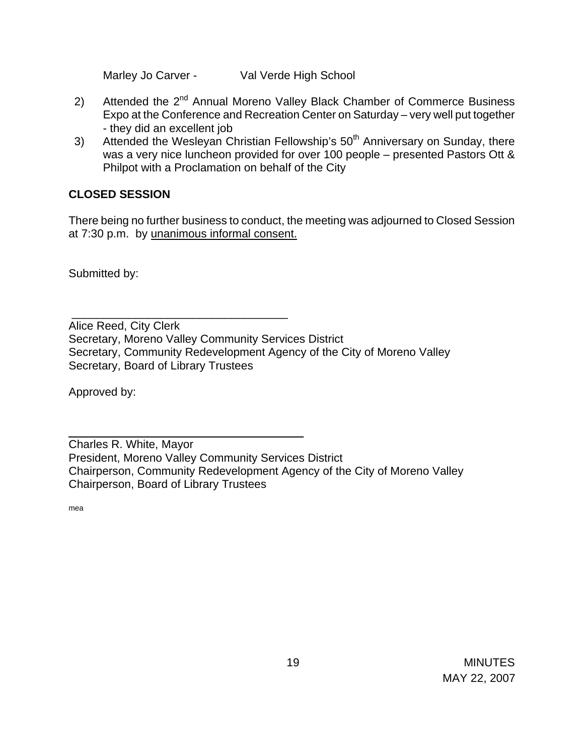Marley Jo Carver - Val Verde High School

2) Attended the 2nd Annual Moreno Valley Black Chamber of Commerce Business Expo at the Conference and Recreation Center on Saturday – very well put together - they did an excellent job
3) Attended the Wesleyan Christian Fellowship's 50th Anniversary on Sunday, there was a very nice luncheon provided for over 100 people – presented Pastors Ott & Philpot with a Proclamation on behalf of the City

**CLOSED SESSION**

There being no further business to conduct, the meeting was adjourned to Closed Session at 7:30 p.m. by unanimous informal consent.

Submitted by:

\_\_\_\_\_\_\_\_\_\_\_\_\_\_\_\_\_\_\_\_\_\_\_\_\_\_\_\_\_\_\_\_\_\_\_\_

Alice Reed, City Clerk
Secretary, Moreno Valley Community Services District
Secretary, Community Redevelopment Agency of the City of Moreno Valley
Secretary, Board of Library Trustees

Approved by:

\_\_\_\_\_\_\_\_\_\_\_\_\_\_\_\_\_\_\_\_\_\_\_\_\_\_\_\_\_\_\_\_\_\_\_\_

Charles R. White, Mayor
President, Moreno Valley Community Services District
Chairperson, Community Redevelopment Agency of the City of Moreno Valley
Chairperson, Board of Library Trustees

mea